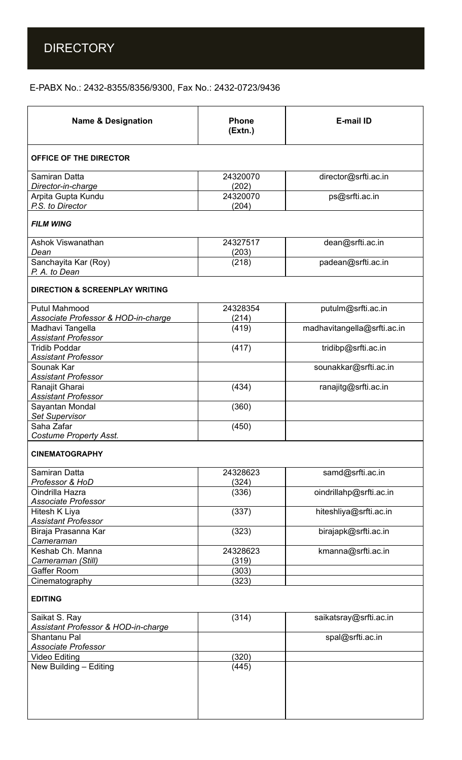# DIRECTORY

E-PABX No.: 2432-8355/8356/9300, Fax No.: 2432-0723/9436

| Name & Designation | Phone (Extn.) | E-mail ID |
|---|---|---|
| **OFFICE OF THE DIRECTOR** | | |
| Samiran Datta<br>*Director-in-charge* | 24320070<br>(202) | director@srfti.ac.in |
| Arpita Gupta Kundu<br>*P.S. to Director* | 24320070<br>(204) | ps@srfti.ac.in |
| ***FILM WING*** | | |
| Ashok Viswanathan<br>*Dean* | 24327517<br>(203) | dean@srfti.ac.in |
| Sanchayita Kar (Roy)<br>*P. A. to Dean* | (218) | padean@srfti.ac.in |
| **DIRECTION & SCREENPLAY WRITING** | | |
| Putul Mahmood<br>*Associate Professor & HOD-in-charge* | 24328354<br>(214) | putulm@srfti.ac.in |
| Madhavi Tangella<br>*Assistant Professor* | (419) | madhavitangella@srfti.ac.in |
| Tridib Poddar<br>*Assistant Professor* | (417) | tridibp@srfti.ac.in |
| Sounak Kar<br>*Assistant Professor* | | sounakkar@srfti.ac.in |
| Ranajit Gharai<br>*Assistant Professor* | (434) | ranajitg@srfti.ac.in |
| Sayantan Mondal<br>*Set Supervisor* | (360) | |
| Saha Zafar<br>*Costume Property Asst.* | (450) | |
| **CINEMATOGRAPHY** | | |
| Samiran Datta<br>*Professor & HoD* | 24328623<br>(324) | samd@srfti.ac.in |
| Oindrilla Hazra<br>*Associate Professor* | (336) | oindrillahp@srfti.ac.in |
| Hitesh K Liya<br>*Assistant Professor* | (337) | hiteshliya@srfti.ac.in |
| Biraja Prasanna Kar<br>*Cameraman* | (323) | birajapk@srfti.ac.in |
| Keshab Ch. Manna<br>*Cameraman (Still)* | 24328623<br>(319) | kmanna@srfti.ac.in |
| Gaffer Room | (303) | |
| Cinematography | (323) | |
| **EDITING** | | |
| Saikat S. Ray<br>*Assistant Professor & HOD-in-charge* | (314) | saikatsray@srfti.ac.in |
| Shantanu Pal<br>*Associate Professor* | | spal@srfti.ac.in |
| Video Editing | (320) | |
| New Building – Editing | (445) | |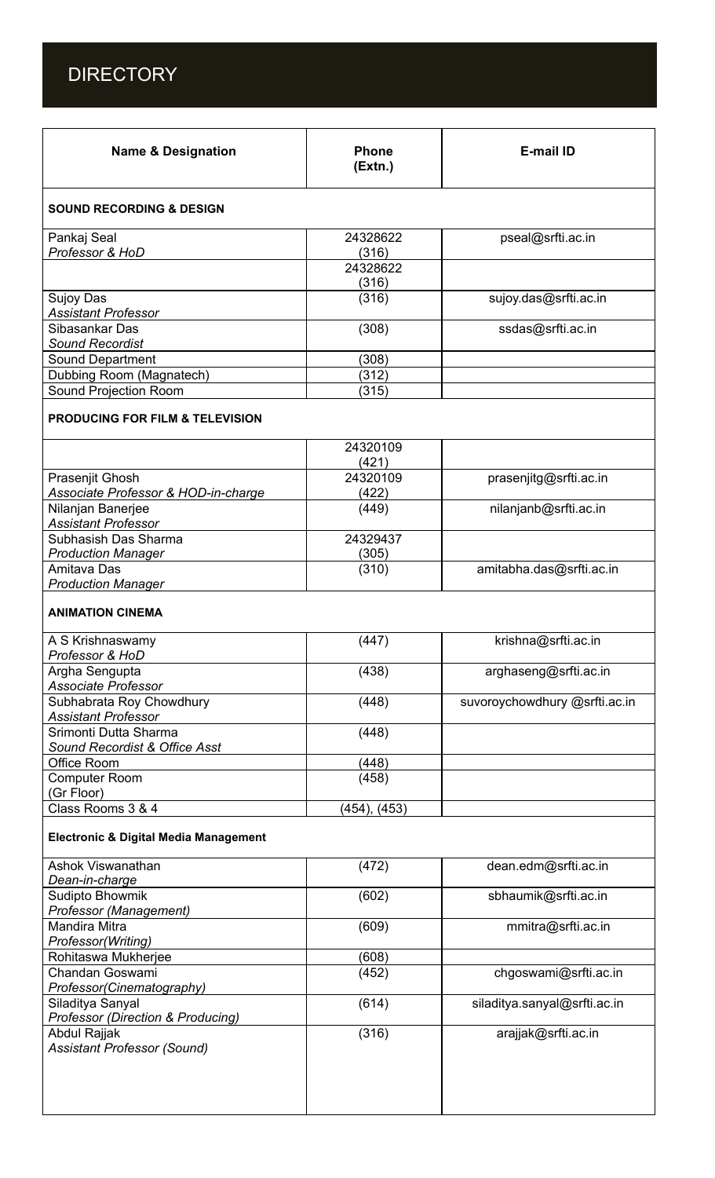# DIRECTORY

| Name & Designation | Phone (Extn.) | E-mail ID |
| --- | --- | --- |
| **SOUND RECORDING & DESIGN** | | |
| Pankaj Seal<br>*Professor & HoD* | 24328622<br>(316) | pseal@srfti.ac.in |
| | 24328622<br>(316) | |
| Sujoy Das<br>*Assistant Professor* | (316) | sujoy.das@srfti.ac.in |
| Sibasankar Das<br>*Sound Recordist* | (308) | ssdas@srfti.ac.in |
| Sound Department | (308) | |
| Dubbing Room (Magnatech) | (312) | |
| Sound Projection Room | (315) | |
| **PRODUCING FOR FILM & TELEVISION** | | |
| | 24320109<br>(421) | |
| Prasenjit Ghosh<br>*Associate Professor & HOD-in-charge* | 24320109<br>(422) | prasenjitg@srfti.ac.in |
| Nilanjan Banerjee<br>*Assistant Professor* | (449) | nilanjanb@srfti.ac.in |
| Subhasish Das Sharma<br>*Production Manager* | 24329437<br>(305) | |
| Amitava Das<br>*Production Manager* | (310) | amitabha.das@srfti.ac.in |
| **ANIMATION CINEMA** | | |
| A S Krishnaswamy<br>*Professor & HoD* | (447) | krishna@srfti.ac.in |
| Argha Sengupta<br>*Associate Professor* | (438) | arghaseng@srfti.ac.in |
| Subhabrata Roy Chowdhury<br>*Assistant Professor* | (448) | suvoroychowdhury @srfti.ac.in |
| Srimonti Dutta Sharma<br>*Sound Recordist & Office Asst* | (448) | |
| Office Room | (448) | |
| Computer Room<br>(Gr Floor) | (458) | |
| Class Rooms 3 & 4 | (454), (453) | |
| **Electronic & Digital Media Management** | | |
| Ashok Viswanathan<br>*Dean-in-charge* | (472) | dean.edm@srfti.ac.in |
| Sudipto Bhowmik<br>*Professor (Management)* | (602) | sbhaumik@srfti.ac.in |
| Mandira Mitra<br>*Professor(Writing)* | (609) | mmitra@srfti.ac.in |
| Rohitaswa Mukherjee | (608) | |
| Chandan Goswami<br>*Professor(Cinematography)* | (452) | chgoswami@srfti.ac.in |
| Siladitya Sanyal<br>*Professor (Direction & Producing)* | (614) | siladitya.sanyal@srfti.ac.in |
| Abdul Rajjak<br>*Assistant Professor (Sound)* | (316) | arajjak@srfti.ac.in |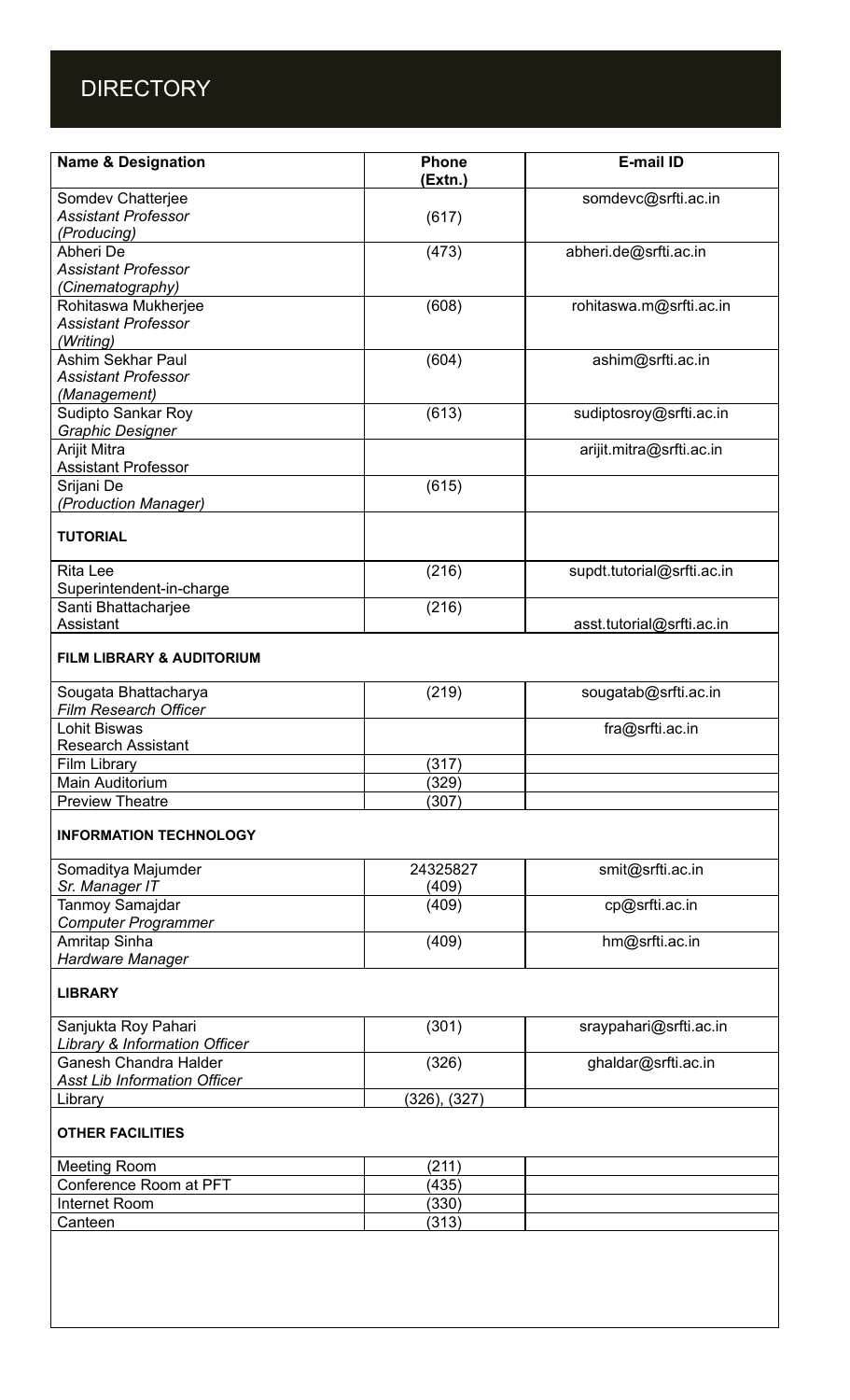# DIRECTORY

| Name & Designation | Phone (Extn.) | E-mail ID |
|---|---|---|
| Somdev Chatterjee *Assistant Professor* *(Producing)* | (617) | somdevc@srfti.ac.in |
| Abheri De *Assistant Professor* *(Cinematography)* | (473) | abheri.de@srfti.ac.in |
| Rohitaswa Mukherjee *Assistant Professor* *(Writing)* | (608) | rohitaswa.m@srfti.ac.in |
| Ashim Sekhar Paul *Assistant Professor* *(Management)* | (604) | ashim@srfti.ac.in |
| Sudipto Sankar Roy *Graphic Designer* | (613) | sudiptosroy@srfti.ac.in |
| Arijit Mitra Assistant Professor | | arijit.mitra@srfti.ac.in |
| Srijani De *(Production Manager)* | (615) | |
| **TUTORIAL** | | |
| Rita Lee Superintendent-in-charge | (216) | supdt.tutorial@srfti.ac.in |
| Santi Bhattacharjee Assistant | (216) | asst.tutorial@srfti.ac.in |
| **FILM LIBRARY & AUDITORIUM** | | |
| Sougata Bhattacharya *Film Research Officer* | (219) | sougatab@srfti.ac.in |
| Lohit Biswas Research Assistant | | fra@srfti.ac.in |
| Film Library | (317) | |
| Main Auditorium | (329) | |
| Preview Theatre | (307) | |
| **INFORMATION TECHNOLOGY** | | |
| Somaditya Majumder *Sr. Manager IT* | 24325827 (409) | smit@srfti.ac.in |
| Tanmoy Samajdar *Computer Programmer* | (409) | cp@srfti.ac.in |
| Amritap Sinha *Hardware Manager* | (409) | hm@srfti.ac.in |
| **LIBRARY** | | |
| Sanjukta Roy Pahari *Library & Information Officer* | (301) | sraypahari@srfti.ac.in |
| Ganesh Chandra Halder *Asst Lib Information Officer* | (326) | ghaldar@srfti.ac.in |
| Library | (326), (327) | |
| **OTHER FACILITIES** | | |
| Meeting Room | (211) | |
| Conference Room at PFT | (435) | |
| Internet Room | (330) | |
| Canteen | (313) | |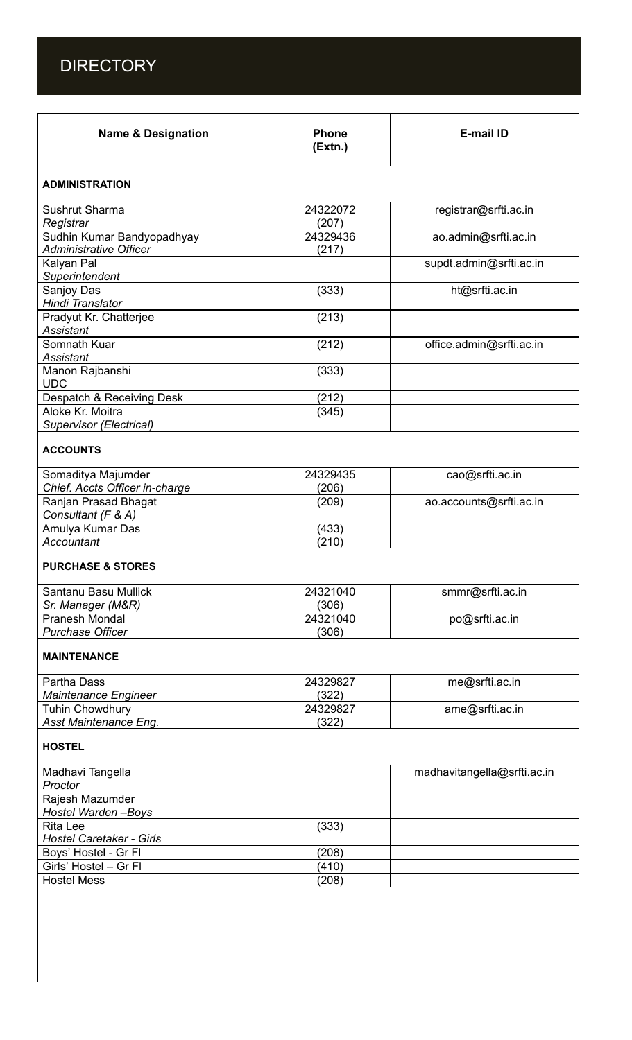# DIRECTORY

| Name & Designation | Phone (Extn.) | E-mail ID |
|---|---|---|
| **ADMINISTRATION** | | |
| Sushrut Sharma<br>*Registrar* | 24322072<br>(207) | registrar@srfti.ac.in |
| Sudhin Kumar Bandyopadhyay<br>*Administrative Officer* | 24329436<br>(217) | ao.admin@srfti.ac.in |
| Kalyan Pal<br>*Superintendent* | | supdt.admin@srfti.ac.in |
| Sanjoy Das<br>*Hindi Translator* | (333) | ht@srfti.ac.in |
| Pradyut Kr. Chatterjee<br>*Assistant* | (213) | |
| Somnath Kuar<br>*Assistant* | (212) | office.admin@srfti.ac.in |
| Manon Rajbanshi<br>UDC | (333) | |
| Despatch & Receiving Desk | (212) | |
| Aloke Kr. Moitra<br>*Supervisor (Electrical)* | (345) | |
| **ACCOUNTS** | | |
| Somaditya Majumder<br>*Chief. Accts Officer in-charge* | 24329435<br>(206) | cao@srfti.ac.in |
| Ranjan Prasad Bhagat<br>*Consultant (F & A)* | (209) | ao.accounts@srfti.ac.in |
| Amulya Kumar Das<br>*Accountant* | (433)<br>(210) | |
| **PURCHASE & STORES** | | |
| Santanu Basu Mullick<br>*Sr. Manager (M&R)* | 24321040<br>(306) | smmr@srfti.ac.in |
| Pranesh Mondal<br>*Purchase Officer* | 24321040<br>(306) | po@srfti.ac.in |
| **MAINTENANCE** | | |
| Partha Dass<br>*Maintenance Engineer* | 24329827<br>(322) | me@srfti.ac.in |
| Tuhin Chowdhury<br>*Asst Maintenance Eng.* | 24329827<br>(322) | ame@srfti.ac.in |
| **HOSTEL** | | |
| Madhavi Tangella<br>*Proctor* | | madhavitangella@srfti.ac.in |
| Rajesh Mazumder<br>*Hostel Warden –Boys* | | |
| Rita Lee<br>*Hostel Caretaker - Girls* | (333) | |
| Boys' Hostel - Gr Fl | (208) | |
| Girls' Hostel – Gr Fl | (410) | |
| Hostel Mess | (208) | |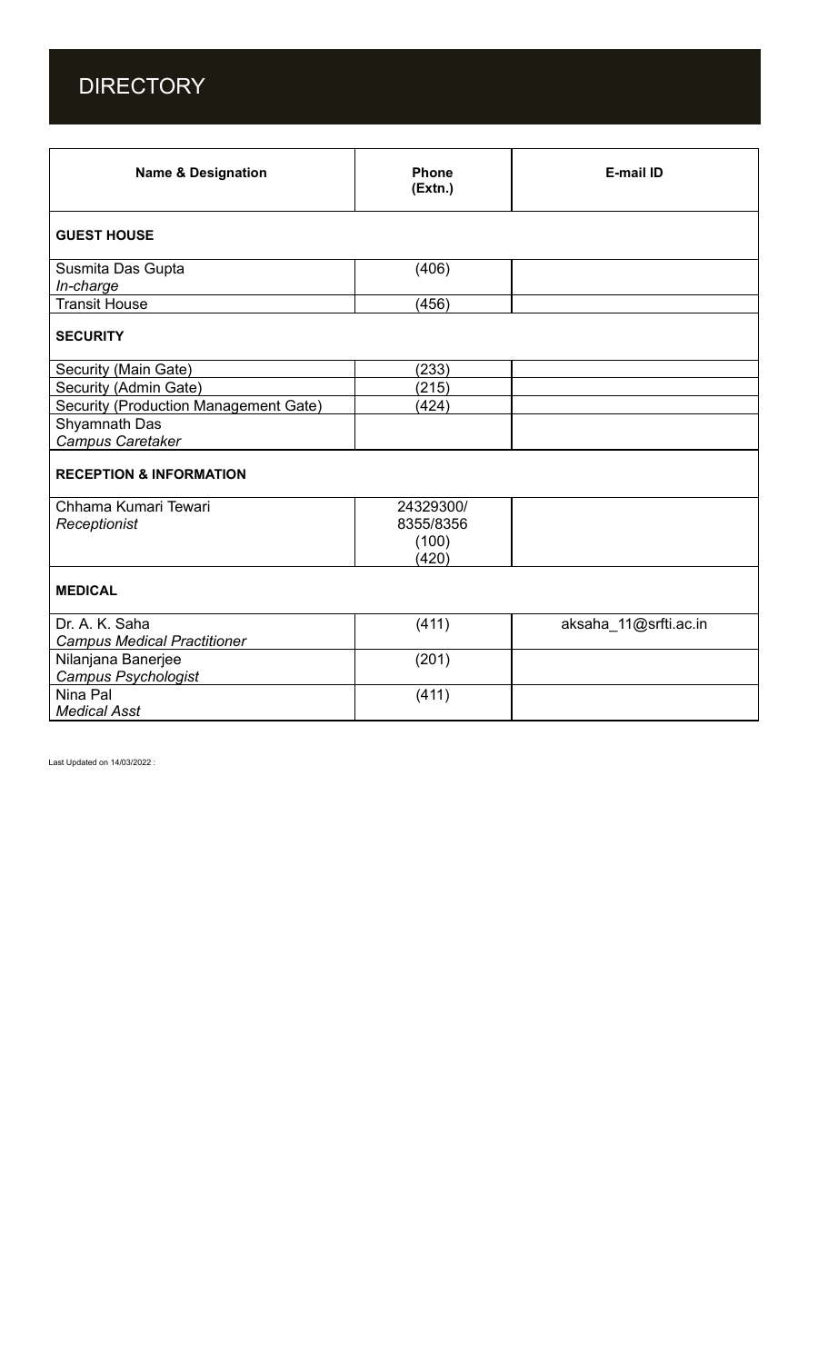# DIRECTORY

| Name & Designation | Phone (Extn.) | E-mail ID |
| --- | --- | --- |
| **GUEST HOUSE** | | |
| Susmita Das Gupta<br>*In-charge* | (406) | |
| Transit House | (456) | |
| **SECURITY** | | |
| Security (Main Gate) | (233) | |
| Security (Admin Gate) | (215) | |
| Security (Production Management Gate) | (424) | |
| Shyamnath Das<br>*Campus Caretaker* | | |
| **RECEPTION & INFORMATION** | | |
| Chhama Kumari Tewari<br>*Receptionist* | 24329300/<br>8355/8356<br>(100)<br>(420) | |
| **MEDICAL** | | |
| Dr. A. K. Saha<br>*Campus Medical Practitioner* | (411) | aksaha_11@srfti.ac.in |
| Nilanjana Banerjee<br>*Campus Psychologist* | (201) | |
| Nina Pal<br>*Medical Asst* | (411) | |

Last Updated on 14/03/2022 :